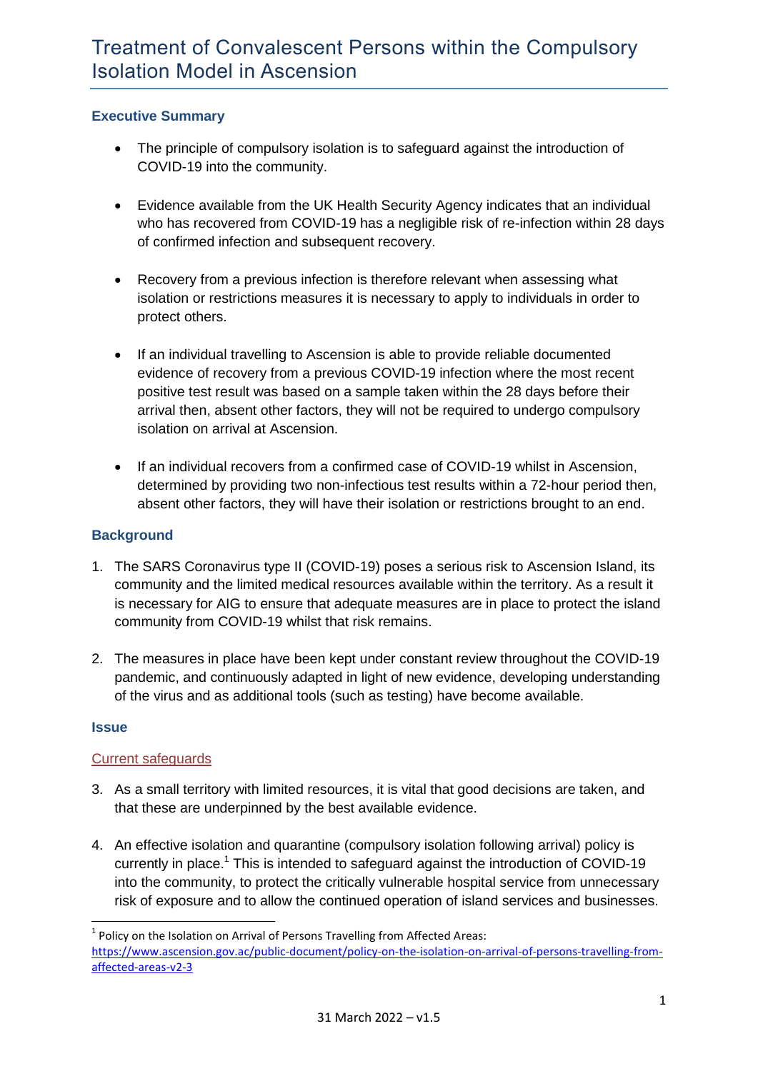# Treatment of Convalescent Persons within the Compulsory Isolation Model in Ascension

## Executive Summary

- The principle of compulsory isolation is to safeguard against the introduction of COVID-19 into the community.
- Evidence available from the UK Health Security Agency indicates that an individual who has recovered from COVID-19 has a negligible risk of re-infection within 28 days of confirmed infection and subsequent recovery.
- Recovery from a previous infection is therefore relevant when assessing what isolation or restrictions measures it is necessary to apply to individuals in order to protect others.
- If an individual travelling to Ascension is able to provide reliable documented evidence of recovery from a previous COVID-19 infection where the most recent positive test result was based on a sample taken within the 28 days before their arrival then, absent other factors, they will not be required to undergo compulsory isolation on arrival at Ascension.
- If an individual recovers from a confirmed case of COVID-19 whilst in Ascension, determined by providing two non-infectious test results within a 72-hour period then, absent other factors, they will have their isolation or restrictions brought to an end.

## Background

1. The SARS Coronavirus type II (COVID-19) poses a serious risk to Ascension Island, its community and the limited medical resources available within the territory. As a result it is necessary for AIG to ensure that adequate measures are in place to protect the island community from COVID-19 whilst that risk remains.
2. The measures in place have been kept under constant review throughout the COVID-19 pandemic, and continuously adapted in light of new evidence, developing understanding of the virus and as additional tools (such as testing) have become available.

## Issue

### Current safeguards

3. As a small territory with limited resources, it is vital that good decisions are taken, and that these are underpinned by the best available evidence.
4. An effective isolation and quarantine (compulsory isolation following arrival) policy is currently in place.[1] This is intended to safeguard against the introduction of COVID-19 into the community, to protect the critically vulnerable hospital service from unnecessary risk of exposure and to allow the continued operation of island services and businesses.

[1] Policy on the Isolation on Arrival of Persons Travelling from Affected Areas: https://www.ascension.gov.ac/public-document/policy-on-the-isolation-on-arrival-of-persons-travelling-from-affected-areas-v2-3

31 March 2022 – v1.5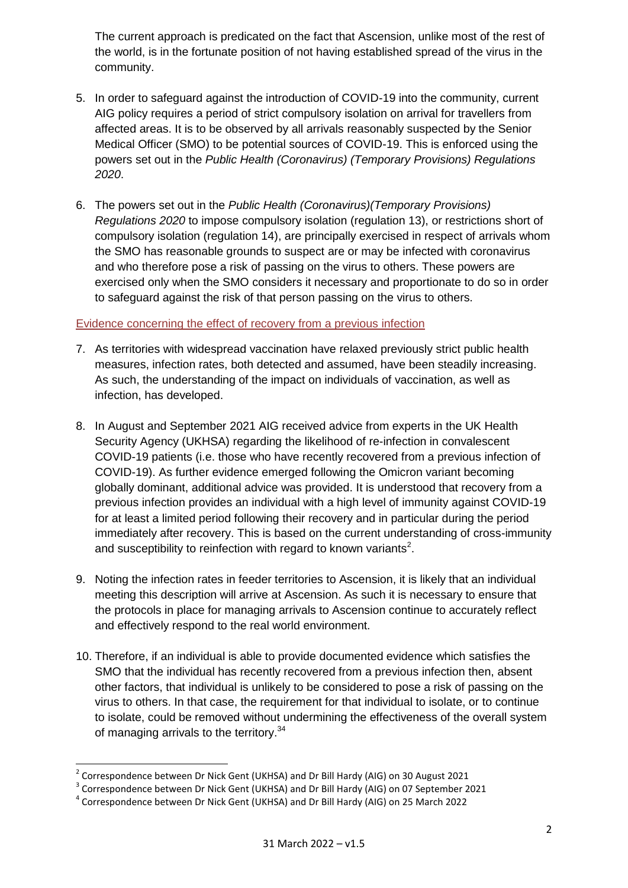The current approach is predicated on the fact that Ascension, unlike most of the rest of the world, is in the fortunate position of not having established spread of the virus in the community.

5. In order to safeguard against the introduction of COVID-19 into the community, current AIG policy requires a period of strict compulsory isolation on arrival for travellers from affected areas. It is to be observed by all arrivals reasonably suspected by the Senior Medical Officer (SMO) to be potential sources of COVID-19. This is enforced using the powers set out in the *Public Health (Coronavirus) (Temporary Provisions) Regulations 2020*.

6. The powers set out in the *Public Health (Coronavirus)(Temporary Provisions) Regulations 2020* to impose compulsory isolation (regulation 13), or restrictions short of compulsory isolation (regulation 14), are principally exercised in respect of arrivals whom the SMO has reasonable grounds to suspect are or may be infected with coronavirus and who therefore pose a risk of passing on the virus to others. These powers are exercised only when the SMO considers it necessary and proportionate to do so in order to safeguard against the risk of that person passing on the virus to others.

## Evidence concerning the effect of recovery from a previous infection

7. As territories with widespread vaccination have relaxed previously strict public health measures, infection rates, both detected and assumed, have been steadily increasing. As such, the understanding of the impact on individuals of vaccination, as well as infection, has developed.

8. In August and September 2021 AIG received advice from experts in the UK Health Security Agency (UKHSA) regarding the likelihood of re-infection in convalescent COVID-19 patients (i.e. those who have recently recovered from a previous infection of COVID-19). As further evidence emerged following the Omicron variant becoming globally dominant, additional advice was provided. It is understood that recovery from a previous infection provides an individual with a high level of immunity against COVID-19 for at least a limited period following their recovery and in particular during the period immediately after recovery. This is based on the current understanding of cross-immunity and susceptibility to reinfection with regard to known variants[2].

9. Noting the infection rates in feeder territories to Ascension, it is likely that an individual meeting this description will arrive at Ascension. As such it is necessary to ensure that the protocols in place for managing arrivals to Ascension continue to accurately reflect and effectively respond to the real world environment.

10. Therefore, if an individual is able to provide documented evidence which satisfies the SMO that the individual has recently recovered from a previous infection then, absent other factors, that individual is unlikely to be considered to pose a risk of passing on the virus to others. In that case, the requirement for that individual to isolate, or to continue to isolate, could be removed without undermining the effectiveness of the overall system of managing arrivals to the territory.[3][4]

---

[2] Correspondence between Dr Nick Gent (UKHSA) and Dr Bill Hardy (AIG) on 30 August 2021

[3] Correspondence between Dr Nick Gent (UKHSA) and Dr Bill Hardy (AIG) on 07 September 2021

[4] Correspondence between Dr Nick Gent (UKHSA) and Dr Bill Hardy (AIG) on 25 March 2022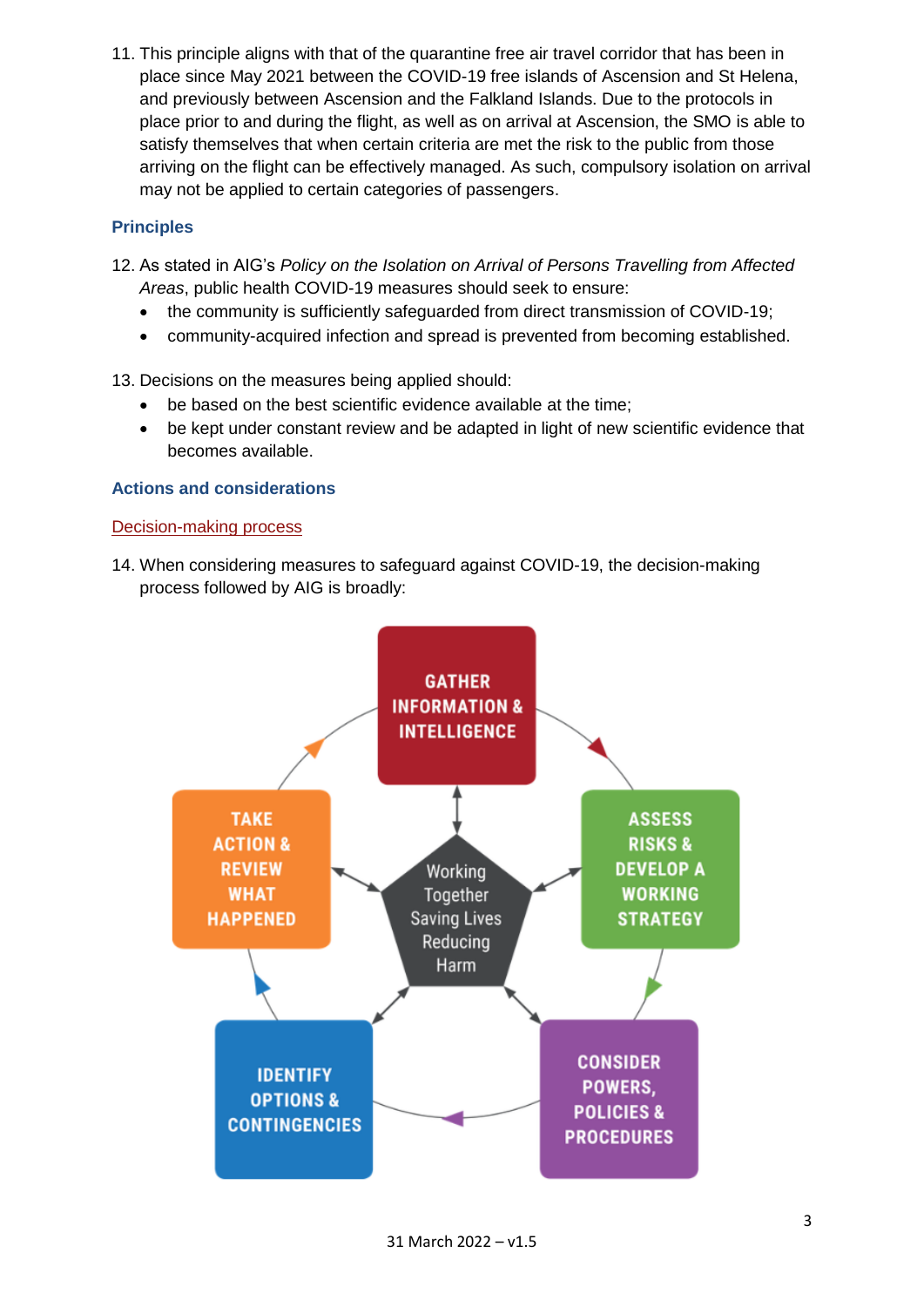11. This principle aligns with that of the quarantine free air travel corridor that has been in place since May 2021 between the COVID-19 free islands of Ascension and St Helena, and previously between Ascension and the Falkland Islands. Due to the protocols in place prior to and during the flight, as well as on arrival at Ascension, the SMO is able to satisfy themselves that when certain criteria are met the risk to the public from those arriving on the flight can be effectively managed. As such, compulsory isolation on arrival may not be applied to certain categories of passengers.

### Principles

12. As stated in AIG's *Policy on the Isolation on Arrival of Persons Travelling from Affected Areas*, public health COVID-19 measures should seek to ensure:
    - the community is sufficiently safeguarded from direct transmission of COVID-19;
    - community-acquired infection and spread is prevented from becoming established.

13. Decisions on the measures being applied should:
    - be based on the best scientific evidence available at the time;
    - be kept under constant review and be adapted in light of new scientific evidence that becomes available.

### Actions and considerations

#### Decision-making process

14. When considering measures to safeguard against COVID-19, the decision-making process followed by AIG is broadly:

GATHER INFORMATION & INTELLIGENCE → ASSESS RISKS & DEVELOP A WORKING STRATEGY → CONSIDER POWERS, POLICIES & PROCEDURES → IDENTIFY OPTIONS & CONTINGENCIES → TAKE ACTION & REVIEW WHAT HAPPENED → (back to GATHER INFORMATION & INTELLIGENCE)

Centre: Working Together Saving Lives Reducing Harm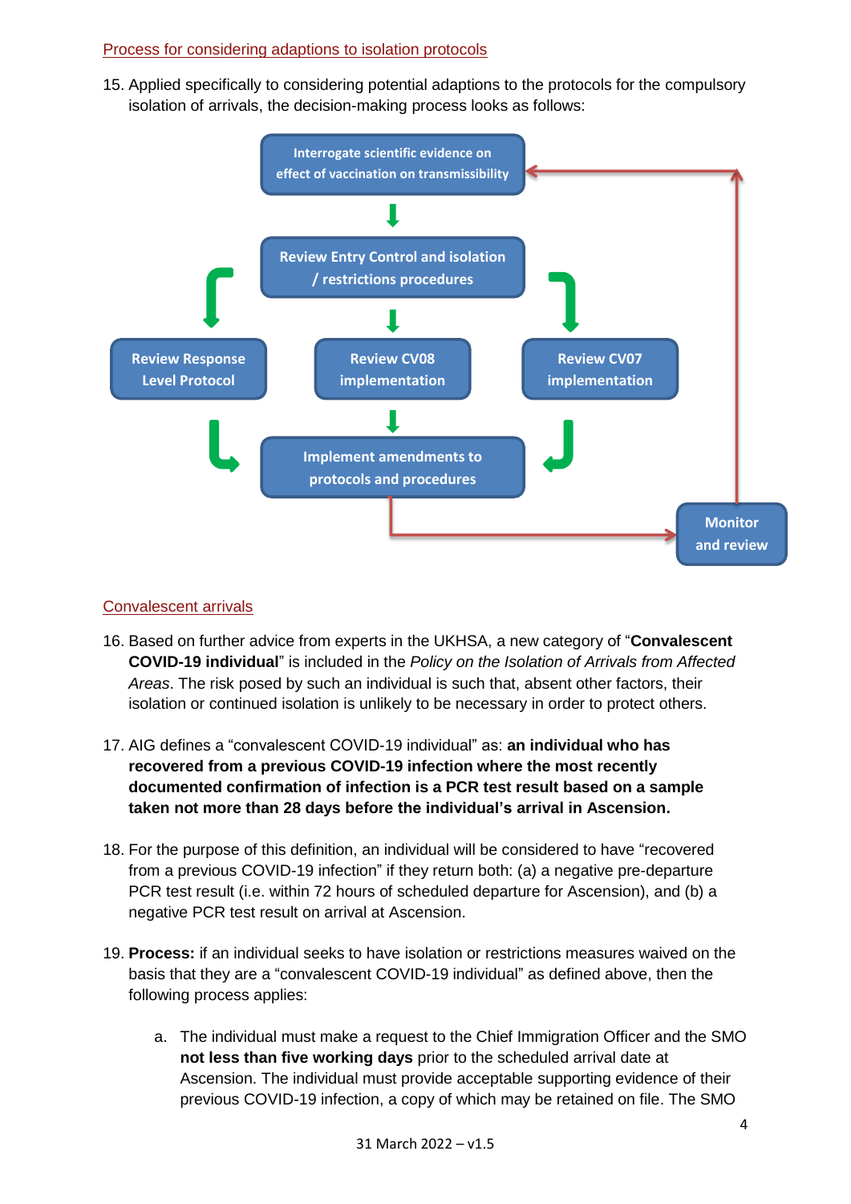Process for considering adaptions to isolation protocols

15. Applied specifically to considering potential adaptions to the protocols for the compulsory isolation of arrivals, the decision-making process looks as follows:

Interrogate scientific evidence on effect of vaccination on transmissibility

Review Entry Control and isolation / restrictions procedures

Review Response Level Protocol

Review CV08 implementation

Review CV07 implementation

Implement amendments to protocols and procedures

Monitor and review

Convalescent arrivals

16. Based on further advice from experts in the UKHSA, a new category of "**Convalescent COVID-19 individual**" is included in the *Policy on the Isolation of Arrivals from Affected Areas*. The risk posed by such an individual is such that, absent other factors, their isolation or continued isolation is unlikely to be necessary in order to protect others.

17. AIG defines a "convalescent COVID-19 individual" as: **an individual who has recovered from a previous COVID-19 infection where the most recently documented confirmation of infection is a PCR test result based on a sample taken not more than 28 days before the individual's arrival in Ascension.**

18. For the purpose of this definition, an individual will be considered to have "recovered from a previous COVID-19 infection" if they return both: (a) a negative pre-departure PCR test result (i.e. within 72 hours of scheduled departure for Ascension), and (b) a negative PCR test result on arrival at Ascension.

19. **Process:** if an individual seeks to have isolation or restrictions measures waived on the basis that they are a "convalescent COVID-19 individual" as defined above, then the following process applies:

    a. The individual must make a request to the Chief Immigration Officer and the SMO **not less than five working days** prior to the scheduled arrival date at Ascension. The individual must provide acceptable supporting evidence of their previous COVID-19 infection, a copy of which may be retained on file. The SMO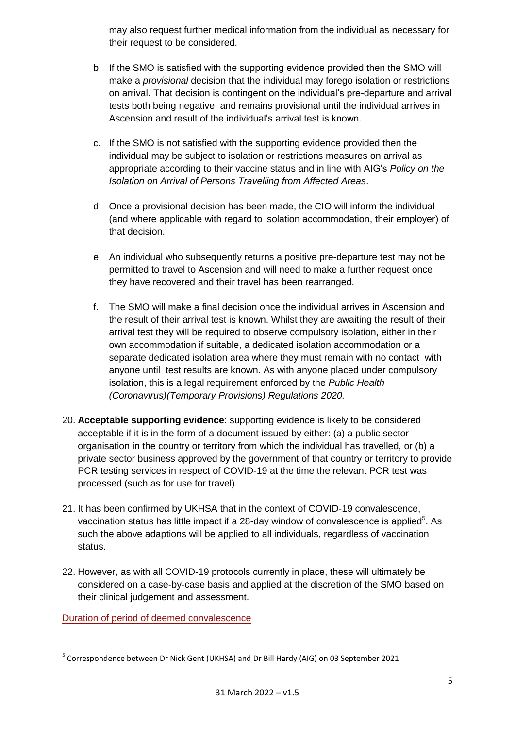may also request further medical information from the individual as necessary for their request to be considered.

b. If the SMO is satisfied with the supporting evidence provided then the SMO will make a *provisional* decision that the individual may forego isolation or restrictions on arrival. That decision is contingent on the individual's pre-departure and arrival tests both being negative, and remains provisional until the individual arrives in Ascension and result of the individual's arrival test is known.

c. If the SMO is not satisfied with the supporting evidence provided then the individual may be subject to isolation or restrictions measures on arrival as appropriate according to their vaccine status and in line with AIG's *Policy on the Isolation on Arrival of Persons Travelling from Affected Areas*.

d. Once a provisional decision has been made, the CIO will inform the individual (and where applicable with regard to isolation accommodation, their employer) of that decision.

e. An individual who subsequently returns a positive pre-departure test may not be permitted to travel to Ascension and will need to make a further request once they have recovered and their travel has been rearranged.

f. The SMO will make a final decision once the individual arrives in Ascension and the result of their arrival test is known. Whilst they are awaiting the result of their arrival test they will be required to observe compulsory isolation, either in their own accommodation if suitable, a dedicated isolation accommodation or a separate dedicated isolation area where they must remain with no contact with anyone until test results are known. As with anyone placed under compulsory isolation, this is a legal requirement enforced by the *Public Health (Coronavirus)(Temporary Provisions) Regulations 2020.*

20. **Acceptable supporting evidence**: supporting evidence is likely to be considered acceptable if it is in the form of a document issued by either: (a) a public sector organisation in the country or territory from which the individual has travelled, or (b) a private sector business approved by the government of that country or territory to provide PCR testing services in respect of COVID-19 at the time the relevant PCR test was processed (such as for use for travel).

21. It has been confirmed by UKHSA that in the context of COVID-19 convalescence, vaccination status has little impact if a 28-day window of convalescence is applied[5]. As such the above adaptions will be applied to all individuals, regardless of vaccination status.

22. However, as with all COVID-19 protocols currently in place, these will ultimately be considered on a case-by-case basis and applied at the discretion of the SMO based on their clinical judgement and assessment.

Duration of period of deemed convalescence

[5] Correspondence between Dr Nick Gent (UKHSA) and Dr Bill Hardy (AIG) on 03 September 2021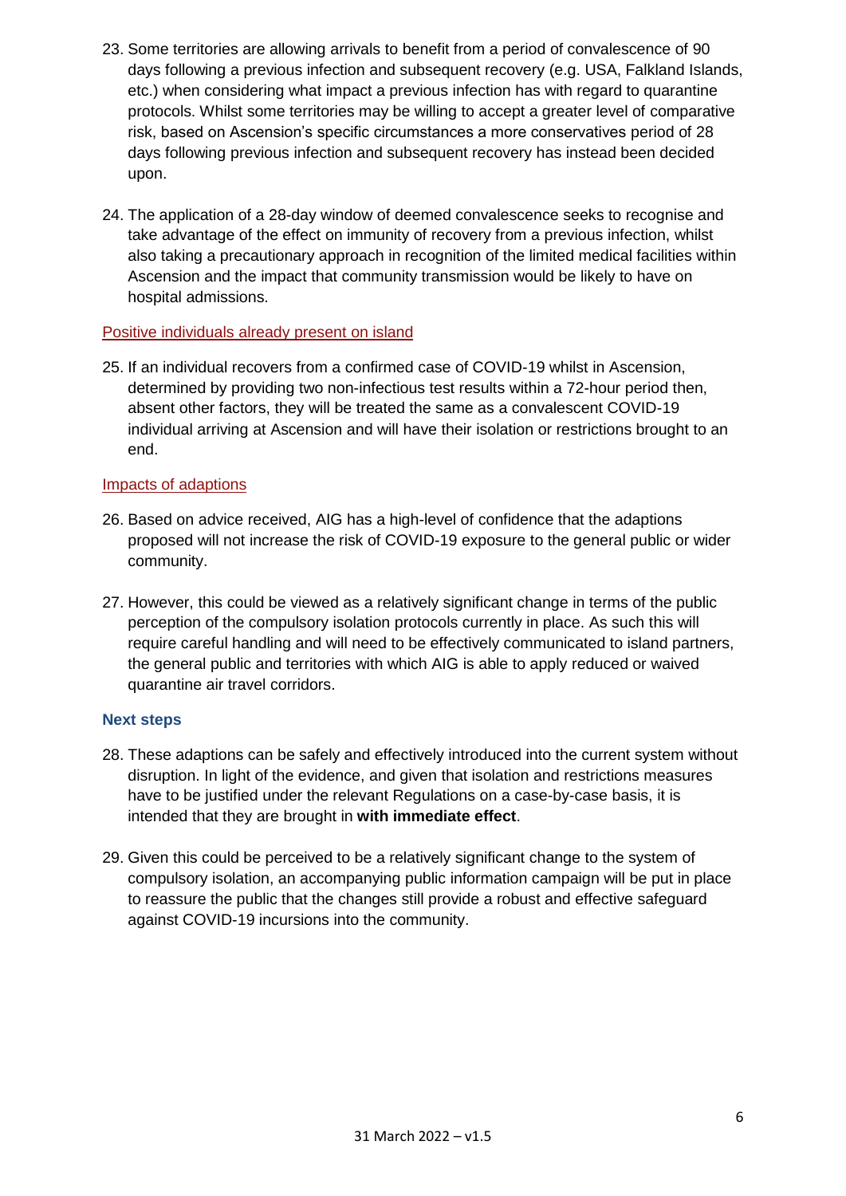23. Some territories are allowing arrivals to benefit from a period of convalescence of 90 days following a previous infection and subsequent recovery (e.g. USA, Falkland Islands, etc.) when considering what impact a previous infection has with regard to quarantine protocols. Whilst some territories may be willing to accept a greater level of comparative risk, based on Ascension's specific circumstances a more conservatives period of 28 days following previous infection and subsequent recovery has instead been decided upon.

24. The application of a 28-day window of deemed convalescence seeks to recognise and take advantage of the effect on immunity of recovery from a previous infection, whilst also taking a precautionary approach in recognition of the limited medical facilities within Ascension and the impact that community transmission would be likely to have on hospital admissions.

#### Positive individuals already present on island

25. If an individual recovers from a confirmed case of COVID-19 whilst in Ascension, determined by providing two non-infectious test results within a 72-hour period then, absent other factors, they will be treated the same as a convalescent COVID-19 individual arriving at Ascension and will have their isolation or restrictions brought to an end.

#### Impacts of adaptions

26. Based on advice received, AIG has a high-level of confidence that the adaptions proposed will not increase the risk of COVID-19 exposure to the general public or wider community.

27. However, this could be viewed as a relatively significant change in terms of the public perception of the compulsory isolation protocols currently in place. As such this will require careful handling and will need to be effectively communicated to island partners, the general public and territories with which AIG is able to apply reduced or waived quarantine air travel corridors.

### Next steps

28. These adaptions can be safely and effectively introduced into the current system without disruption. In light of the evidence, and given that isolation and restrictions measures have to be justified under the relevant Regulations on a case-by-case basis, it is intended that they are brought in **with immediate effect**.

29. Given this could be perceived to be a relatively significant change to the system of compulsory isolation, an accompanying public information campaign will be put in place to reassure the public that the changes still provide a robust and effective safeguard against COVID-19 incursions into the community.